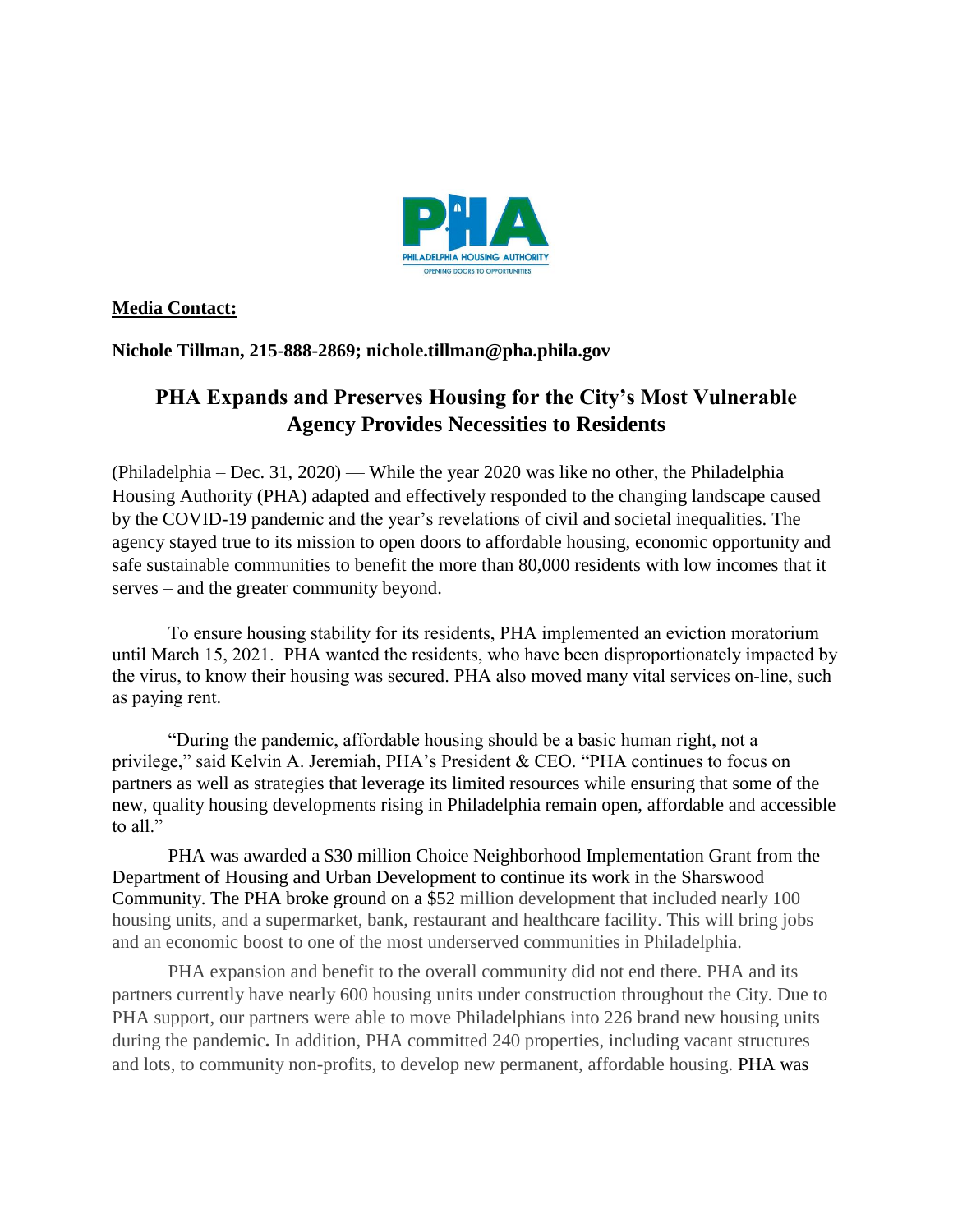**Media Contact:**

**Nichole Tillman, 215-888-2869; nichole.tillman@pha.phila.gov**

## PHA Expands and Preserves Housing for the City's Most Vulnerable
## Agency Provides Necessities to Residents

(Philadelphia – Dec. 31, 2020) — While the year 2020 was like no other, the Philadelphia Housing Authority (PHA) adapted and effectively responded to the changing landscape caused by the COVID-19 pandemic and the year's revelations of civil and societal inequalities. The agency stayed true to its mission to open doors to affordable housing, economic opportunity and safe sustainable communities to benefit the more than 80,000 residents with low incomes that it serves – and the greater community beyond.

To ensure housing stability for its residents, PHA implemented an eviction moratorium until March 15, 2021. PHA wanted the residents, who have been disproportionately impacted by the virus, to know their housing was secured. PHA also moved many vital services on-line, such as paying rent.

"During the pandemic, affordable housing should be a basic human right, not a privilege," said Kelvin A. Jeremiah, PHA's President & CEO. "PHA continues to focus on partners as well as strategies that leverage its limited resources while ensuring that some of the new, quality housing developments rising in Philadelphia remain open, affordable and accessible to all."

PHA was awarded a $30 million Choice Neighborhood Implementation Grant from the Department of Housing and Urban Development to continue its work in the Sharswood Community. The PHA broke ground on a $52 million development that included nearly 100 housing units, and a supermarket, bank, restaurant and healthcare facility. This will bring jobs and an economic boost to one of the most underserved communities in Philadelphia.

PHA expansion and benefit to the overall community did not end there. PHA and its partners currently have nearly 600 housing units under construction throughout the City. Due to PHA support, our partners were able to move Philadelphians into 226 brand new housing units during the pandemic. In addition, PHA committed 240 properties, including vacant structures and lots, to community non-profits, to develop new permanent, affordable housing. PHA was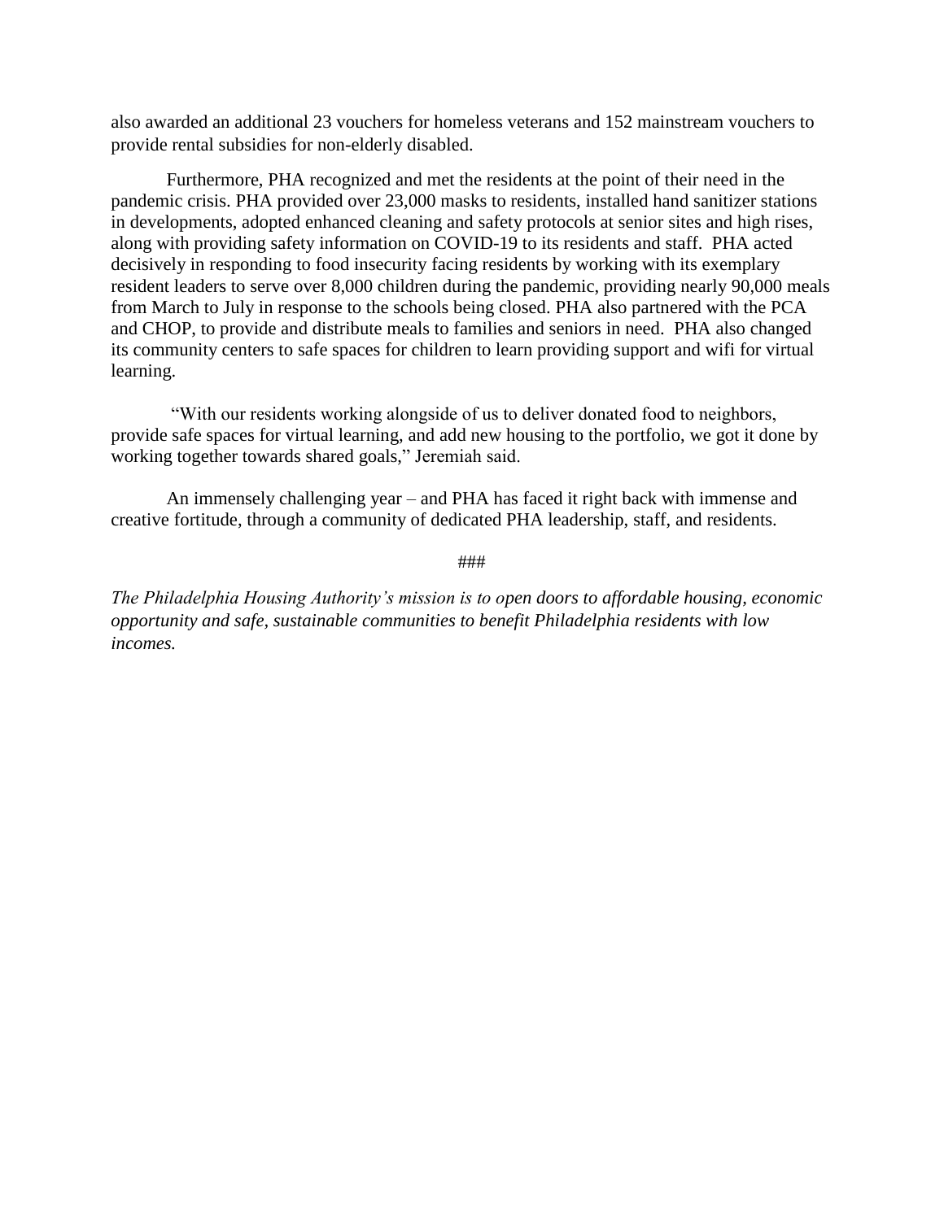also awarded an additional 23 vouchers for homeless veterans and 152 mainstream vouchers to provide rental subsidies for non-elderly disabled.

Furthermore, PHA recognized and met the residents at the point of their need in the pandemic crisis. PHA provided over 23,000 masks to residents, installed hand sanitizer stations in developments, adopted enhanced cleaning and safety protocols at senior sites and high rises, along with providing safety information on COVID-19 to its residents and staff. PHA acted decisively in responding to food insecurity facing residents by working with its exemplary resident leaders to serve over 8,000 children during the pandemic, providing nearly 90,000 meals from March to July in response to the schools being closed. PHA also partnered with the PCA and CHOP, to provide and distribute meals to families and seniors in need. PHA also changed its community centers to safe spaces for children to learn providing support and wifi for virtual learning.

"With our residents working alongside of us to deliver donated food to neighbors, provide safe spaces for virtual learning, and add new housing to the portfolio, we got it done by working together towards shared goals," Jeremiah said.

An immensely challenging year – and PHA has faced it right back with immense and creative fortitude, through a community of dedicated PHA leadership, staff, and residents.

###

*The Philadelphia Housing Authority's mission is to open doors to affordable housing, economic opportunity and safe, sustainable communities to benefit Philadelphia residents with low incomes.*